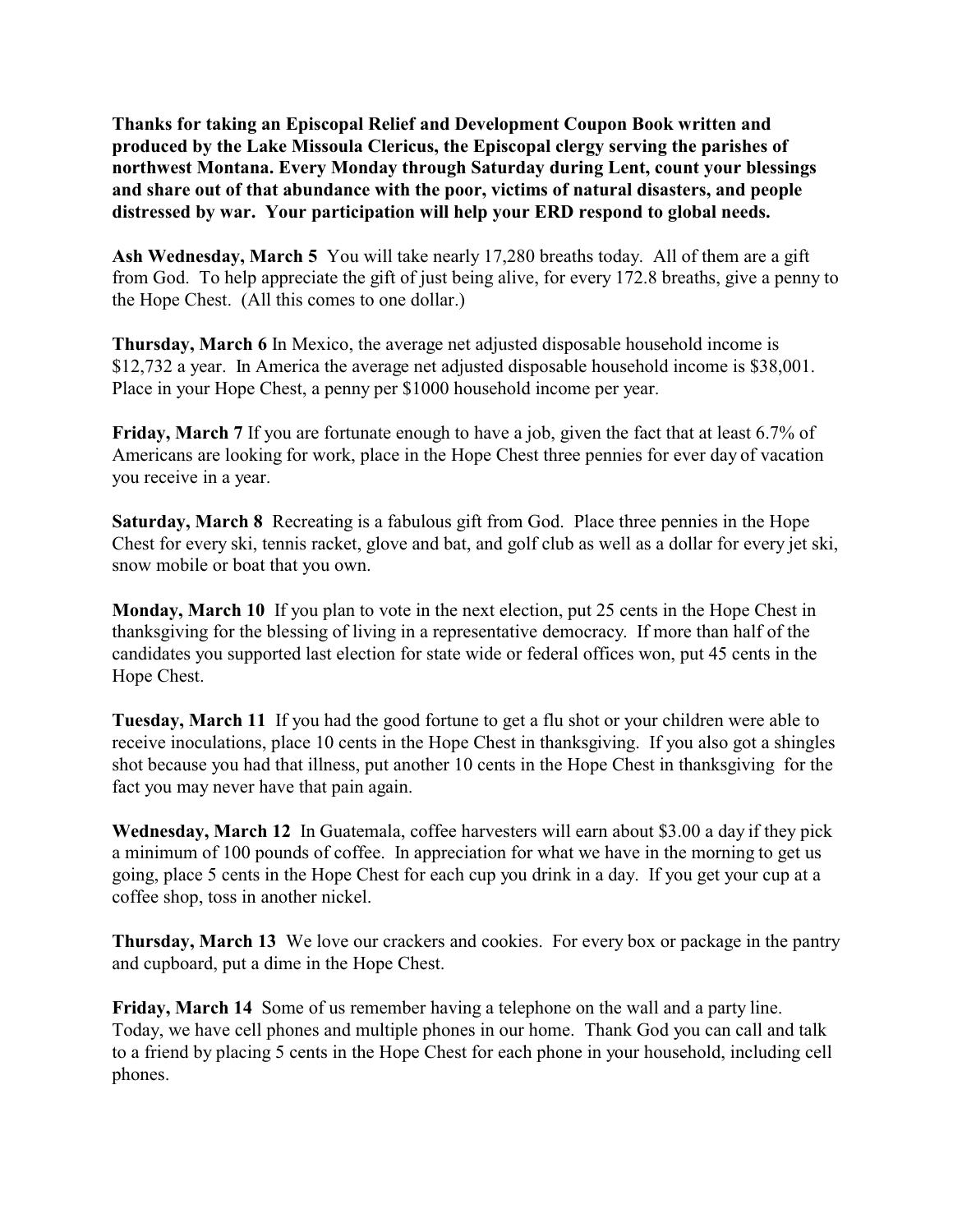**Thanks for taking an Episcopal Relief and Development Coupon Book written and produced by the Lake Missoula Clericus, the Episcopal clergy serving the parishes of northwest Montana. Every Monday through Saturday during Lent, count your blessings and share out of that abundance with the poor, victims of natural disasters, and people distressed by war. Your participation will help your ERD respond to global needs.**

**Ash Wednesday, March 5** You will take nearly 17,280 breaths today. All of them are a gift from God. To help appreciate the gift of just being alive, for every 172.8 breaths, give a penny to the Hope Chest. (All this comes to one dollar.)

**Thursday, March 6** In Mexico, the average net adjusted disposable household income is $12,732 a year. In America the average net adjusted disposable household income is $38,001. Place in your Hope Chest, a penny per $1000 household income per year.

**Friday, March 7** If you are fortunate enough to have a job, given the fact that at least 6.7% of Americans are looking for work, place in the Hope Chest three pennies for ever day of vacation you receive in a year.

**Saturday, March 8** Recreating is a fabulous gift from God. Place three pennies in the Hope Chest for every ski, tennis racket, glove and bat, and golf club as well as a dollar for every jet ski, snow mobile or boat that you own.

**Monday, March 10** If you plan to vote in the next election, put 25 cents in the Hope Chest in thanksgiving for the blessing of living in a representative democracy. If more than half of the candidates you supported last election for state wide or federal offices won, put 45 cents in the Hope Chest.

**Tuesday, March 11** If you had the good fortune to get a flu shot or your children were able to receive inoculations, place 10 cents in the Hope Chest in thanksgiving. If you also got a shingles shot because you had that illness, put another 10 cents in the Hope Chest in thanksgiving for the fact you may never have that pain again.

**Wednesday, March 12** In Guatemala, coffee harvesters will earn about $3.00 a day if they pick a minimum of 100 pounds of coffee. In appreciation for what we have in the morning to get us going, place 5 cents in the Hope Chest for each cup you drink in a day. If you get your cup at a coffee shop, toss in another nickel.

**Thursday, March 13** We love our crackers and cookies. For every box or package in the pantry and cupboard, put a dime in the Hope Chest.

**Friday, March 14** Some of us remember having a telephone on the wall and a party line. Today, we have cell phones and multiple phones in our home. Thank God you can call and talk to a friend by placing 5 cents in the Hope Chest for each phone in your household, including cell phones.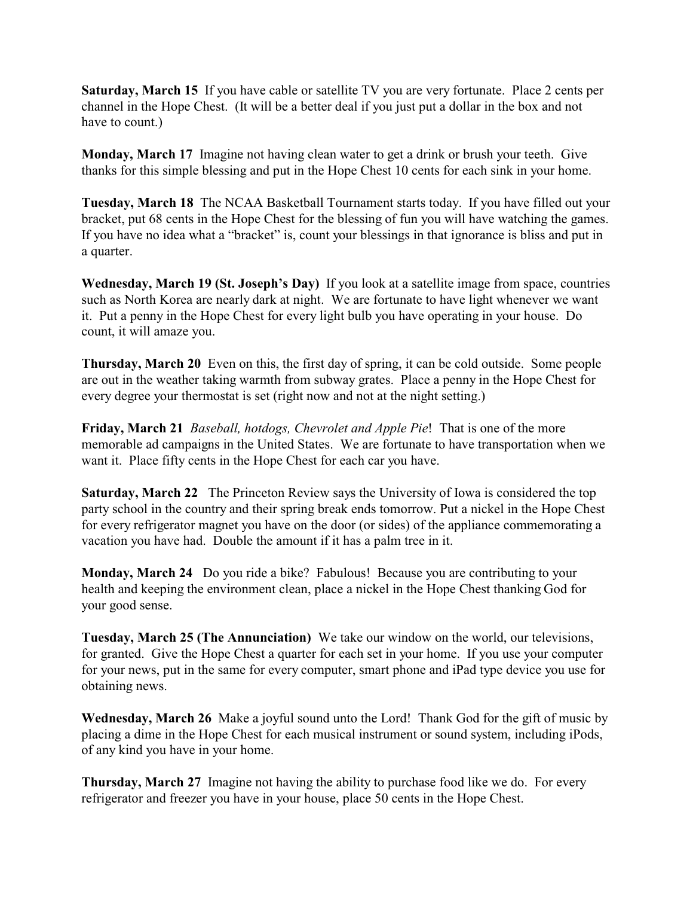**Saturday, March 15** If you have cable or satellite TV you are very fortunate. Place 2 cents per channel in the Hope Chest. (It will be a better deal if you just put a dollar in the box and not have to count.)

**Monday, March 17** Imagine not having clean water to get a drink or brush your teeth. Give thanks for this simple blessing and put in the Hope Chest 10 cents for each sink in your home.

**Tuesday, March 18** The NCAA Basketball Tournament starts today. If you have filled out your bracket, put 68 cents in the Hope Chest for the blessing of fun you will have watching the games. If you have no idea what a "bracket" is, count your blessings in that ignorance is bliss and put in a quarter.

**Wednesday, March 19 (St. Joseph's Day)** If you look at a satellite image from space, countries such as North Korea are nearly dark at night. We are fortunate to have light whenever we want it. Put a penny in the Hope Chest for every light bulb you have operating in your house. Do count, it will amaze you.

**Thursday, March 20** Even on this, the first day of spring, it can be cold outside. Some people are out in the weather taking warmth from subway grates. Place a penny in the Hope Chest for every degree your thermostat is set (right now and not at the night setting.)

**Friday, March 21** *Baseball, hotdogs, Chevrolet and Apple Pie*! That is one of the more memorable ad campaigns in the United States. We are fortunate to have transportation when we want it. Place fifty cents in the Hope Chest for each car you have.

**Saturday, March 22** The Princeton Review says the University of Iowa is considered the top party school in the country and their spring break ends tomorrow. Put a nickel in the Hope Chest for every refrigerator magnet you have on the door (or sides) of the appliance commemorating a vacation you have had. Double the amount if it has a palm tree in it.

**Monday, March 24** Do you ride a bike? Fabulous! Because you are contributing to your health and keeping the environment clean, place a nickel in the Hope Chest thanking God for your good sense.

**Tuesday, March 25 (The Annunciation)** We take our window on the world, our televisions, for granted. Give the Hope Chest a quarter for each set in your home. If you use your computer for your news, put in the same for every computer, smart phone and iPad type device you use for obtaining news.

**Wednesday, March 26** Make a joyful sound unto the Lord! Thank God for the gift of music by placing a dime in the Hope Chest for each musical instrument or sound system, including iPods, of any kind you have in your home.

**Thursday, March 27** Imagine not having the ability to purchase food like we do. For every refrigerator and freezer you have in your house, place 50 cents in the Hope Chest.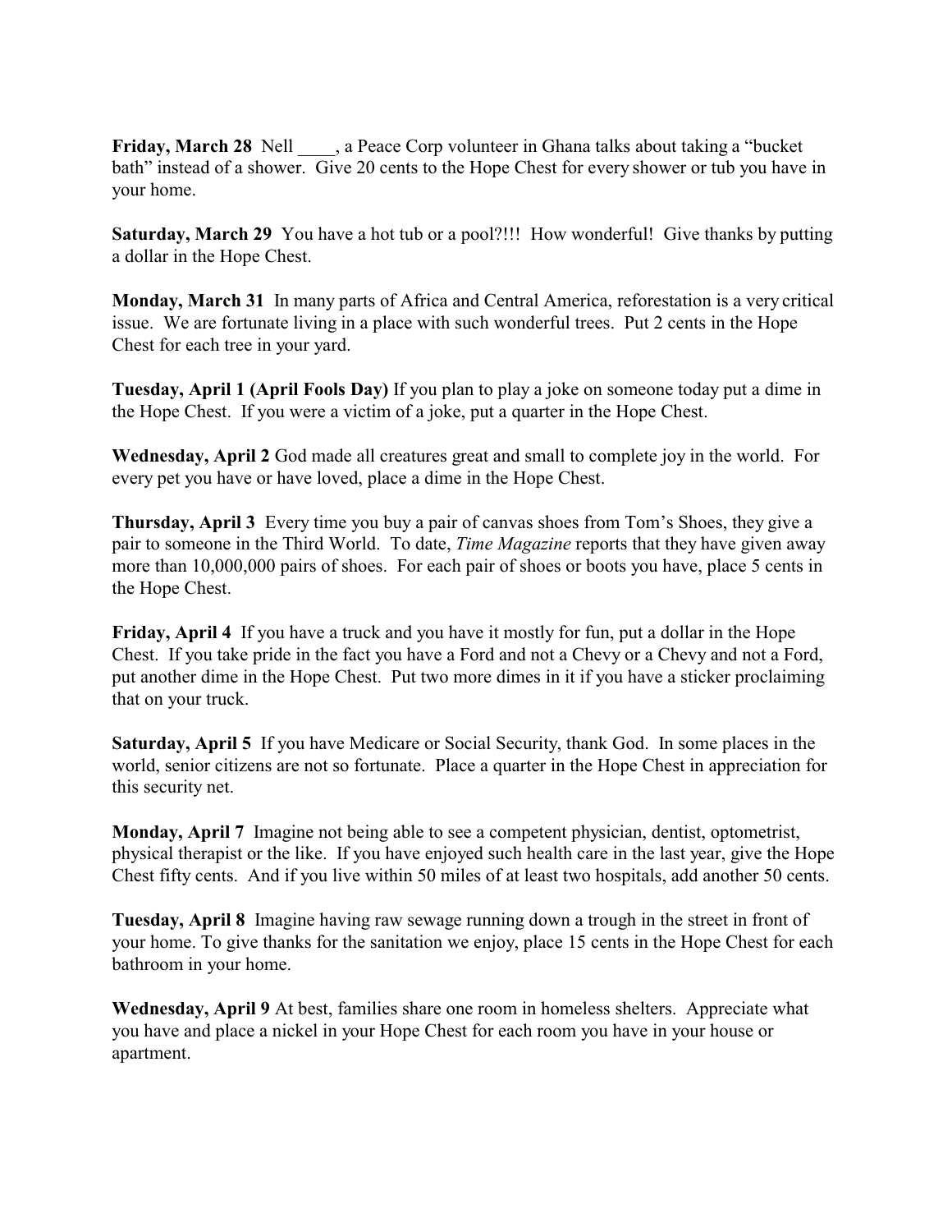**Friday, March 28** Nell ____, a Peace Corp volunteer in Ghana talks about taking a "bucket bath" instead of a shower. Give 20 cents to the Hope Chest for every shower or tub you have in your home.

**Saturday, March 29** You have a hot tub or a pool?!!! How wonderful! Give thanks by putting a dollar in the Hope Chest.

**Monday, March 31** In many parts of Africa and Central America, reforestation is a very critical issue. We are fortunate living in a place with such wonderful trees. Put 2 cents in the Hope Chest for each tree in your yard.

**Tuesday, April 1 (April Fools Day)** If you plan to play a joke on someone today put a dime in the Hope Chest. If you were a victim of a joke, put a quarter in the Hope Chest.

**Wednesday, April 2** God made all creatures great and small to complete joy in the world. For every pet you have or have loved, place a dime in the Hope Chest.

**Thursday, April 3** Every time you buy a pair of canvas shoes from Tom's Shoes, they give a pair to someone in the Third World. To date, *Time Magazine* reports that they have given away more than 10,000,000 pairs of shoes. For each pair of shoes or boots you have, place 5 cents in the Hope Chest.

**Friday, April 4** If you have a truck and you have it mostly for fun, put a dollar in the Hope Chest. If you take pride in the fact you have a Ford and not a Chevy or a Chevy and not a Ford, put another dime in the Hope Chest. Put two more dimes in it if you have a sticker proclaiming that on your truck.

**Saturday, April 5** If you have Medicare or Social Security, thank God. In some places in the world, senior citizens are not so fortunate. Place a quarter in the Hope Chest in appreciation for this security net.

**Monday, April 7** Imagine not being able to see a competent physician, dentist, optometrist, physical therapist or the like. If you have enjoyed such health care in the last year, give the Hope Chest fifty cents. And if you live within 50 miles of at least two hospitals, add another 50 cents.

**Tuesday, April 8** Imagine having raw sewage running down a trough in the street in front of your home. To give thanks for the sanitation we enjoy, place 15 cents in the Hope Chest for each bathroom in your home.

**Wednesday, April 9** At best, families share one room in homeless shelters. Appreciate what you have and place a nickel in your Hope Chest for each room you have in your house or apartment.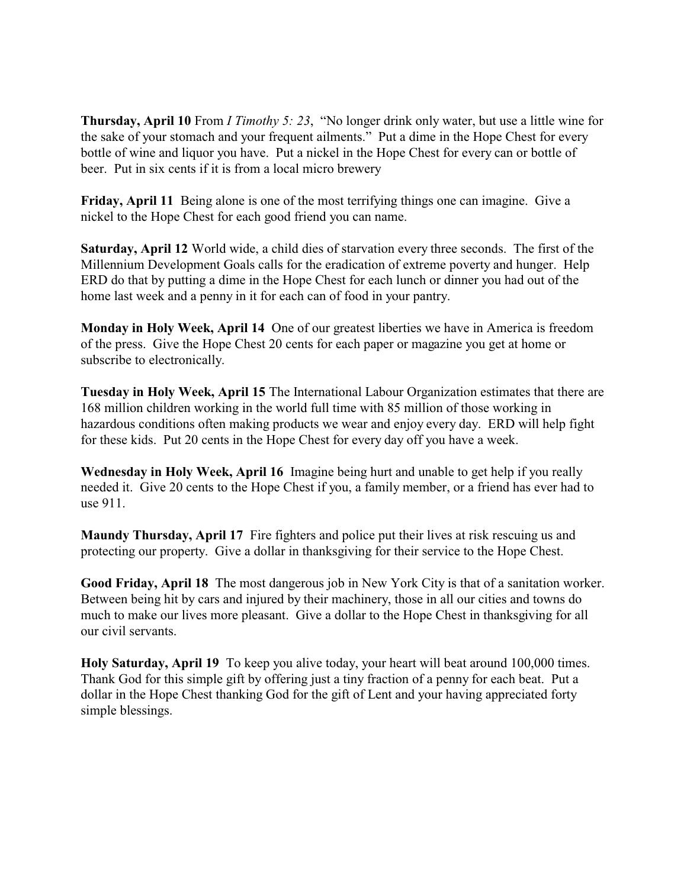**Thursday, April 10** From *I Timothy 5: 23*, "No longer drink only water, but use a little wine for the sake of your stomach and your frequent ailments." Put a dime in the Hope Chest for every bottle of wine and liquor you have. Put a nickel in the Hope Chest for every can or bottle of beer. Put in six cents if it is from a local micro brewery

**Friday, April 11** Being alone is one of the most terrifying things one can imagine. Give a nickel to the Hope Chest for each good friend you can name.

**Saturday, April 12** World wide, a child dies of starvation every three seconds. The first of the Millennium Development Goals calls for the eradication of extreme poverty and hunger. Help ERD do that by putting a dime in the Hope Chest for each lunch or dinner you had out of the home last week and a penny in it for each can of food in your pantry.

**Monday in Holy Week, April 14** One of our greatest liberties we have in America is freedom of the press. Give the Hope Chest 20 cents for each paper or magazine you get at home or subscribe to electronically.

**Tuesday in Holy Week, April 15** The International Labour Organization estimates that there are 168 million children working in the world full time with 85 million of those working in hazardous conditions often making products we wear and enjoy every day. ERD will help fight for these kids. Put 20 cents in the Hope Chest for every day off you have a week.

**Wednesday in Holy Week, April 16** Imagine being hurt and unable to get help if you really needed it. Give 20 cents to the Hope Chest if you, a family member, or a friend has ever had to use 911.

**Maundy Thursday, April 17** Fire fighters and police put their lives at risk rescuing us and protecting our property. Give a dollar in thanksgiving for their service to the Hope Chest.

**Good Friday, April 18** The most dangerous job in New York City is that of a sanitation worker. Between being hit by cars and injured by their machinery, those in all our cities and towns do much to make our lives more pleasant. Give a dollar to the Hope Chest in thanksgiving for all our civil servants.

**Holy Saturday, April 19** To keep you alive today, your heart will beat around 100,000 times. Thank God for this simple gift by offering just a tiny fraction of a penny for each beat. Put a dollar in the Hope Chest thanking God for the gift of Lent and your having appreciated forty simple blessings.